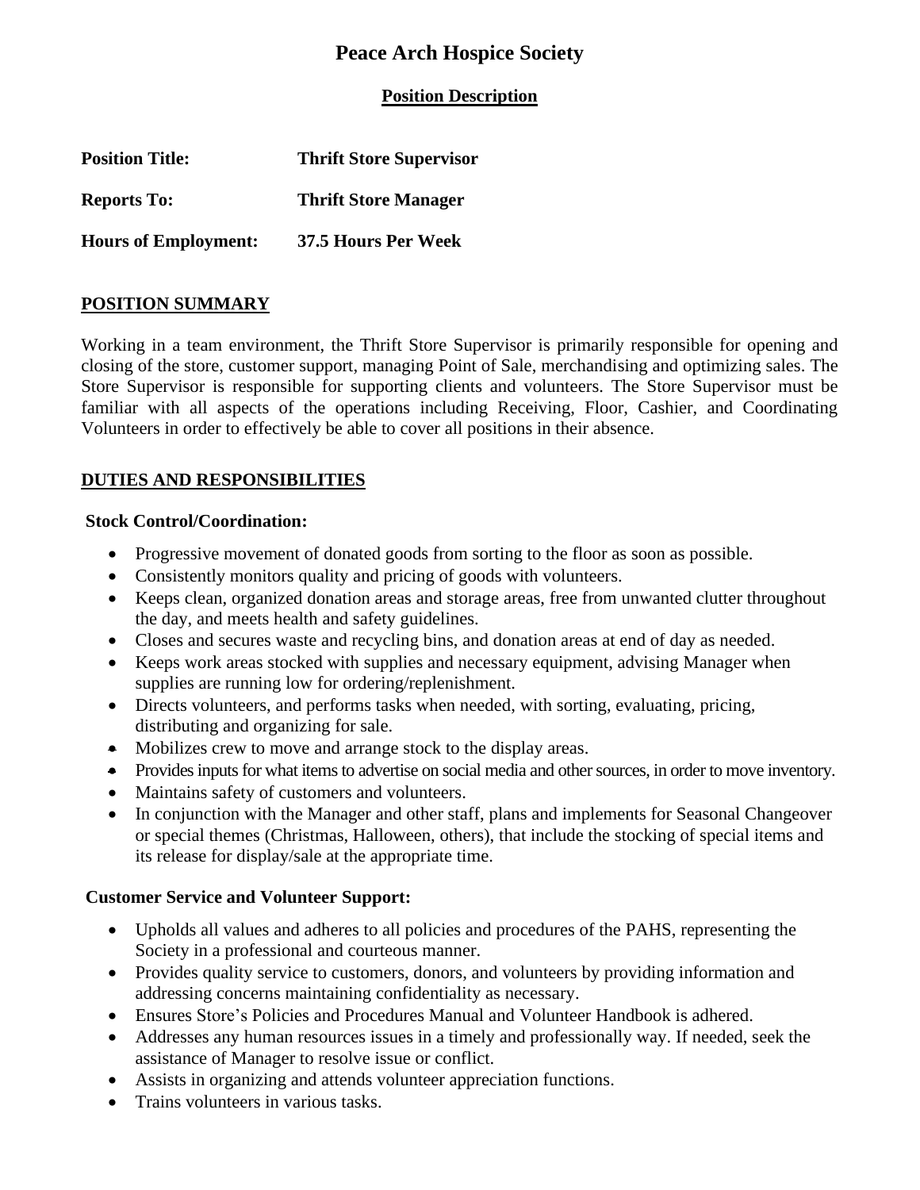# Peace Arch Hospice Society

## Position Description

**Position Title:** **Thrift Store Supervisor**

**Reports To:** **Thrift Store Manager**

**Hours of Employment:** **37.5 Hours Per Week**

## POSITION SUMMARY

Working in a team environment, the Thrift Store Supervisor is primarily responsible for opening and closing of the store, customer support, managing Point of Sale, merchandising and optimizing sales. The Store Supervisor is responsible for supporting clients and volunteers. The Store Supervisor must be familiar with all aspects of the operations including Receiving, Floor, Cashier, and Coordinating Volunteers in order to effectively be able to cover all positions in their absence.

## DUTIES AND RESPONSIBILITIES

### Stock Control/Coordination:

- Progressive movement of donated goods from sorting to the floor as soon as possible.
- Consistently monitors quality and pricing of goods with volunteers.
- Keeps clean, organized donation areas and storage areas, free from unwanted clutter throughout the day, and meets health and safety guidelines.
- Closes and secures waste and recycling bins, and donation areas at end of day as needed.
- Keeps work areas stocked with supplies and necessary equipment, advising Manager when supplies are running low for ordering/replenishment.
- Directs volunteers, and performs tasks when needed, with sorting, evaluating, pricing, distributing and organizing for sale.
- Mobilizes crew to move and arrange stock to the display areas.
- Provides inputs for what items to advertise on social media and other sources, in order to move inventory.
- Maintains safety of customers and volunteers.
- In conjunction with the Manager and other staff, plans and implements for Seasonal Changeover or special themes (Christmas, Halloween, others), that include the stocking of special items and its release for display/sale at the appropriate time.

### Customer Service and Volunteer Support:

- Upholds all values and adheres to all policies and procedures of the PAHS, representing the Society in a professional and courteous manner.
- Provides quality service to customers, donors, and volunteers by providing information and addressing concerns maintaining confidentiality as necessary.
- Ensures Store's Policies and Procedures Manual and Volunteer Handbook is adhered.
- Addresses any human resources issues in a timely and professionally way. If needed, seek the assistance of Manager to resolve issue or conflict.
- Assists in organizing and attends volunteer appreciation functions.
- Trains volunteers in various tasks.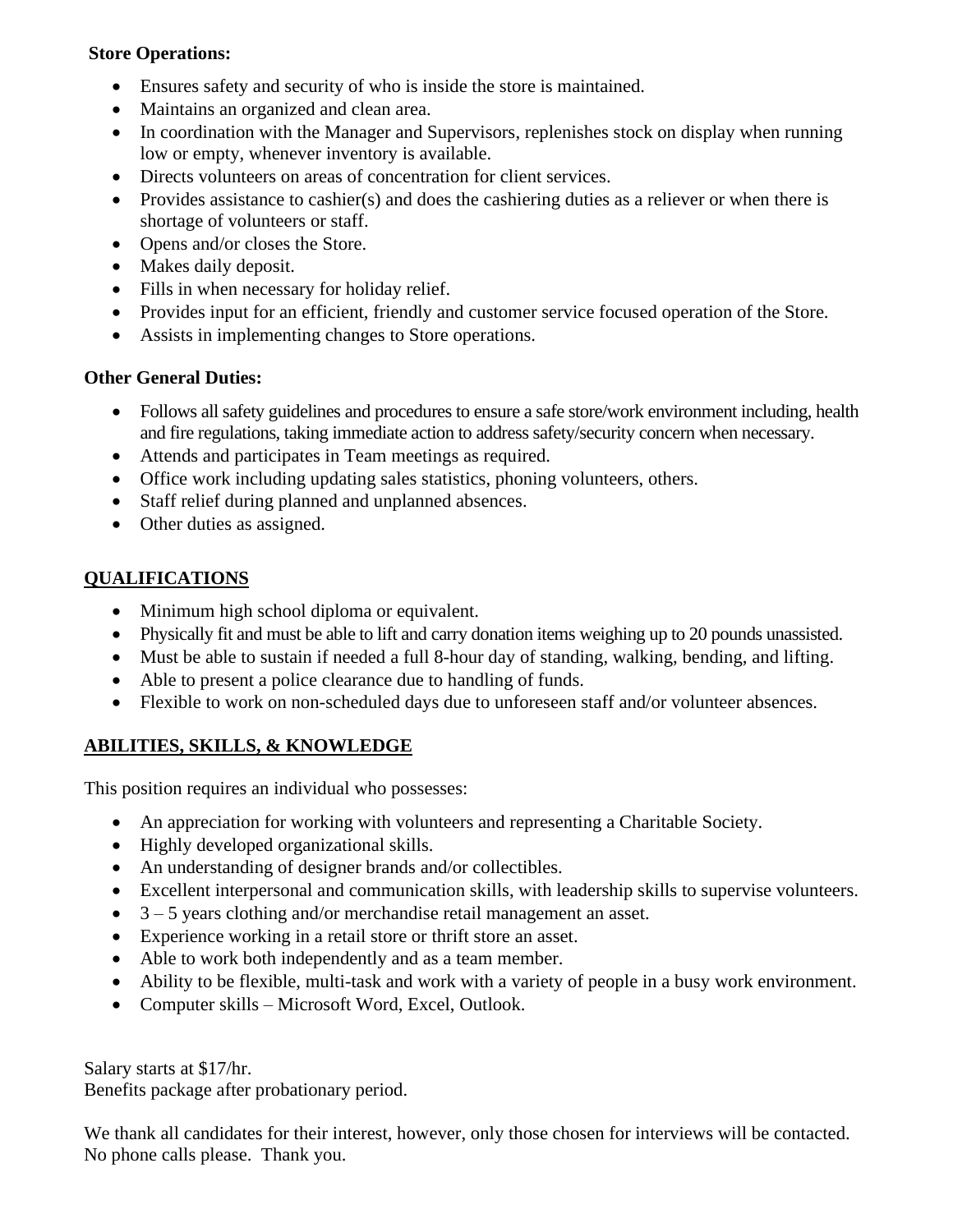**Store Operations:**

- Ensures safety and security of who is inside the store is maintained.
- Maintains an organized and clean area.
- In coordination with the Manager and Supervisors, replenishes stock on display when running low or empty, whenever inventory is available.
- Directs volunteers on areas of concentration for client services.
- Provides assistance to cashier(s) and does the cashiering duties as a reliever or when there is shortage of volunteers or staff.
- Opens and/or closes the Store.
- Makes daily deposit.
- Fills in when necessary for holiday relief.
- Provides input for an efficient, friendly and customer service focused operation of the Store.
- Assists in implementing changes to Store operations.

**Other General Duties:**

- Follows all safety guidelines and procedures to ensure a safe store/work environment including, health and fire regulations, taking immediate action to address safety/security concern when necessary.
- Attends and participates in Team meetings as required.
- Office work including updating sales statistics, phoning volunteers, others.
- Staff relief during planned and unplanned absences.
- Other duties as assigned.

## QUALIFICATIONS

- Minimum high school diploma or equivalent.
- Physically fit and must be able to lift and carry donation items weighing up to 20 pounds unassisted.
- Must be able to sustain if needed a full 8-hour day of standing, walking, bending, and lifting.
- Able to present a police clearance due to handling of funds.
- Flexible to work on non-scheduled days due to unforeseen staff and/or volunteer absences.

## ABILITIES, SKILLS, & KNOWLEDGE

This position requires an individual who possesses:

- An appreciation for working with volunteers and representing a Charitable Society.
- Highly developed organizational skills.
- An understanding of designer brands and/or collectibles.
- Excellent interpersonal and communication skills, with leadership skills to supervise volunteers.
- 3 – 5 years clothing and/or merchandise retail management an asset.
- Experience working in a retail store or thrift store an asset.
- Able to work both independently and as a team member.
- Ability to be flexible, multi-task and work with a variety of people in a busy work environment.
- Computer skills – Microsoft Word, Excel, Outlook.

Salary starts at $17/hr.
Benefits package after probationary period.

We thank all candidates for their interest, however, only those chosen for interviews will be contacted. No phone calls please. Thank you.